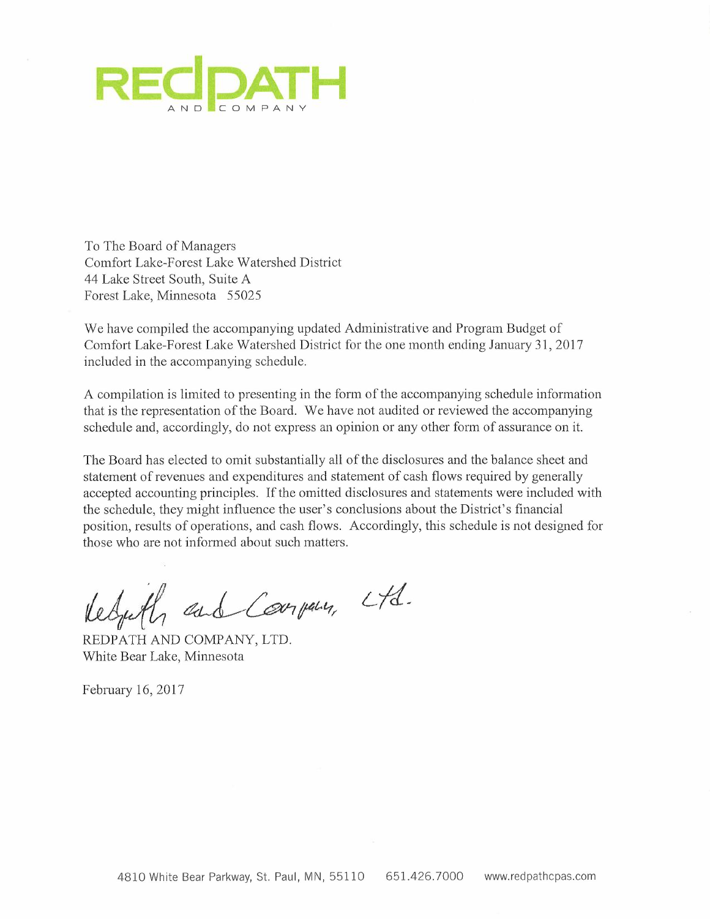REDPATH AND COMPANY

To The Board of Managers
Comfort Lake-Forest Lake Watershed District
44 Lake Street South, Suite A
Forest Lake, Minnesota 55025

We have compiled the accompanying updated Administrative and Program Budget of Comfort Lake-Forest Lake Watershed District for the one month ending January 31, 2017 included in the accompanying schedule.

A compilation is limited to presenting in the form of the accompanying schedule information that is the representation of the Board. We have not audited or reviewed the accompanying schedule and, accordingly, do not express an opinion or any other form of assurance on it.

The Board has elected to omit substantially all of the disclosures and the balance sheet and statement of revenues and expenditures and statement of cash flows required by generally accepted accounting principles. If the omitted disclosures and statements were included with the schedule, they might influence the user's conclusions about the District's financial position, results of operations, and cash flows. Accordingly, this schedule is not designed for those who are not informed about such matters.

*Redpath and Company, Ltd.*

REDPATH AND COMPANY, LTD.
White Bear Lake, Minnesota

February 16, 2017

4810 White Bear Parkway, St. Paul, MN, 55110 651.426.7000 www.redpathcpas.com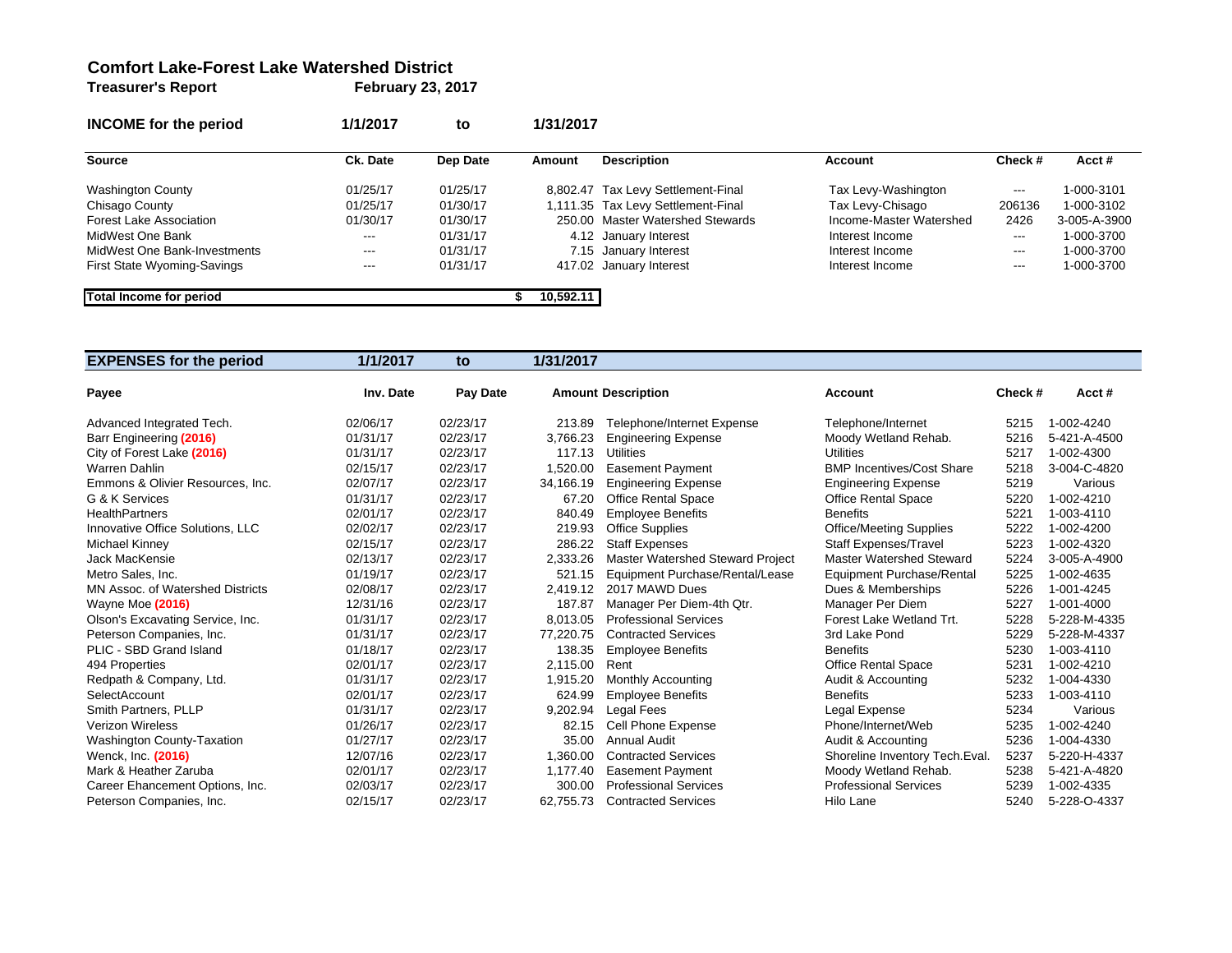# Comfort Lake-Forest Lake Watershed District

**Treasurer's Report** February 23, 2017

## INCOME for the period 1/1/2017 to 1/31/2017

| Source | Ck. Date | Dep Date | Amount | Description | Account | Check # | Acct # |
|---|---|---|---|---|---|---|---|
| Washington County | 01/25/17 | 01/25/17 | 8,802.47 | Tax Levy Settlement-Final | Tax Levy-Washington | --- | 1-000-3101 |
| Chisago County | 01/25/17 | 01/30/17 | 1,111.35 | Tax Levy Settlement-Final | Tax Levy-Chisago | 206136 | 1-000-3102 |
| Forest Lake Association | 01/30/17 | 01/30/17 | 250.00 | Master Watershed Stewards | Income-Master Watershed | 2426 | 3-005-A-3900 |
| MidWest One Bank | --- | 01/31/17 | 4.12 | January Interest | Interest Income | --- | 1-000-3700 |
| MidWest One Bank-Investments | --- | 01/31/17 | 7.15 | January Interest | Interest Income | --- | 1-000-3700 |
| First State Wyoming-Savings | --- | 01/31/17 | 417.02 | January Interest | Interest Income | --- | 1-000-3700 |
| **Total Income for period** | | | **$ 10,592.11** | | | | |

## EXPENSES for the period 1/1/2017 to 1/31/2017

| Payee | Inv. Date | Pay Date | Amount | Description | Account | Check # | Acct # |
|---|---|---|---|---|---|---|---|
| Advanced Integrated Tech. | 02/06/17 | 02/23/17 | 213.89 | Telephone/Internet Expense | Telephone/Internet | 5215 | 1-002-4240 |
| Barr Engineering **(2016)** | 01/31/17 | 02/23/17 | 3,766.23 | Engineering Expense | Moody Wetland Rehab. | 5216 | 5-421-A-4500 |
| City of Forest Lake **(2016)** | 01/31/17 | 02/23/17 | 117.13 | Utilities | Utilities | 5217 | 1-002-4300 |
| Warren Dahlin | 02/15/17 | 02/23/17 | 1,520.00 | Easement Payment | BMP Incentives/Cost Share | 5218 | 3-004-C-4820 |
| Emmons & Olivier Resources, Inc. | 02/07/17 | 02/23/17 | 34,166.19 | Engineering Expense | Engineering Expense | 5219 | Various |
| G & K Services | 01/31/17 | 02/23/17 | 67.20 | Office Rental Space | Office Rental Space | 5220 | 1-002-4210 |
| HealthPartners | 02/01/17 | 02/23/17 | 840.49 | Employee Benefits | Benefits | 5221 | 1-003-4110 |
| Innovative Office Solutions, LLC | 02/02/17 | 02/23/17 | 219.93 | Office Supplies | Office/Meeting Supplies | 5222 | 1-002-4200 |
| Michael Kinney | 02/15/17 | 02/23/17 | 286.22 | Staff Expenses | Staff Expenses/Travel | 5223 | 1-002-4320 |
| Jack MacKensie | 02/13/17 | 02/23/17 | 2,333.26 | Master Watershed Steward Project | Master Watershed Steward | 5224 | 3-005-A-4900 |
| Metro Sales, Inc. | 01/19/17 | 02/23/17 | 521.15 | Equipment Purchase/Rental/Lease | Equipment Purchase/Rental | 5225 | 1-002-4635 |
| MN Assoc. of Watershed Districts | 02/08/17 | 02/23/17 | 2,419.12 | 2017 MAWD Dues | Dues & Memberships | 5226 | 1-001-4245 |
| Wayne Moe **(2016)** | 12/31/16 | 02/23/17 | 187.87 | Manager Per Diem-4th Qtr. | Manager Per Diem | 5227 | 1-001-4000 |
| Olson's Excavating Service, Inc. | 01/31/17 | 02/23/17 | 8,013.05 | Professional Services | Forest Lake Wetland Trt. | 5228 | 5-228-M-4335 |
| Peterson Companies, Inc. | 01/31/17 | 02/23/17 | 77,220.75 | Contracted Services | 3rd Lake Pond | 5229 | 5-228-M-4337 |
| PLIC - SBD Grand Island | 01/18/17 | 02/23/17 | 138.35 | Employee Benefits | Benefits | 5230 | 1-003-4110 |
| 494 Properties | 02/01/17 | 02/23/17 | 2,115.00 | Rent | Office Rental Space | 5231 | 1-002-4210 |
| Redpath & Company, Ltd. | 01/31/17 | 02/23/17 | 1,915.20 | Monthly Accounting | Audit & Accounting | 5232 | 1-004-4330 |
| SelectAccount | 02/01/17 | 02/23/17 | 624.99 | Employee Benefits | Benefits | 5233 | 1-003-4110 |
| Smith Partners, PLLP | 01/31/17 | 02/23/17 | 9,202.94 | Legal Fees | Legal Expense | 5234 | Various |
| Verizon Wireless | 01/26/17 | 02/23/17 | 82.15 | Cell Phone Expense | Phone/Internet/Web | 5235 | 1-002-4240 |
| Washington County-Taxation | 01/27/17 | 02/23/17 | 35.00 | Annual Audit | Audit & Accounting | 5236 | 1-004-4330 |
| Wenck, Inc. **(2016)** | 12/07/16 | 02/23/17 | 1,360.00 | Contracted Services | Shoreline Inventory Tech.Eval. | 5237 | 5-220-H-4337 |
| Mark & Heather Zaruba | 02/01/17 | 02/23/17 | 1,177.40 | Easement Payment | Moody Wetland Rehab. | 5238 | 5-421-A-4820 |
| Career Enhancement Options, Inc. | 02/03/17 | 02/23/17 | 300.00 | Professional Services | Professional Services | 5239 | 1-002-4335 |
| Peterson Companies, Inc. | 02/15/17 | 02/23/17 | 62,755.73 | Contracted Services | Hilo Lane | 5240 | 5-228-O-4337 |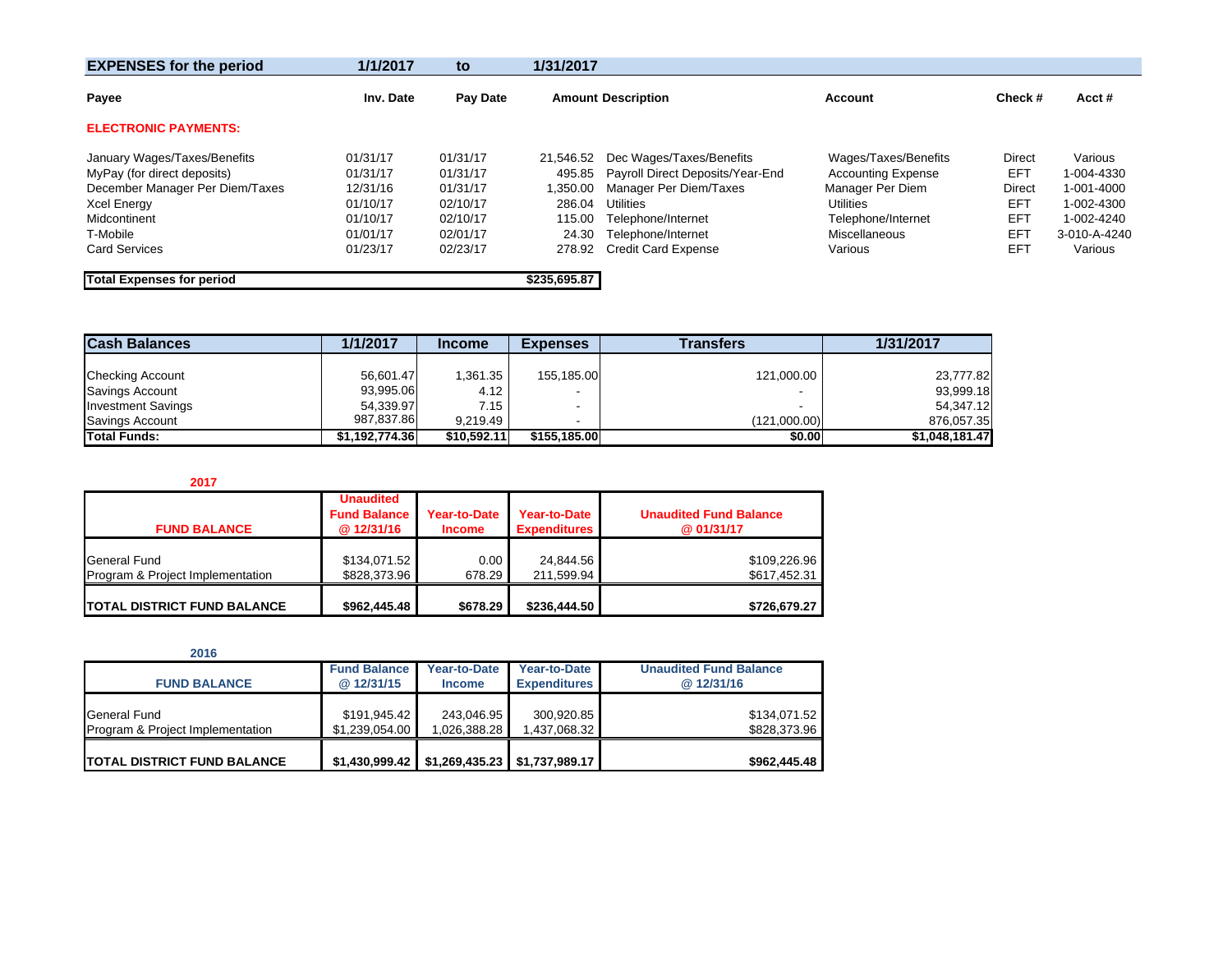## EXPENSES for the period 1/1/2017 to 1/31/2017

| Payee | Inv. Date | Pay Date | Amount | Description | Account | Check # | Acct # |
|---|---|---|---|---|---|---|---|
| **ELECTRONIC PAYMENTS:** | | | | | | | |
| January Wages/Taxes/Benefits | 01/31/17 | 01/31/17 | 21,546.52 | Dec Wages/Taxes/Benefits | Wages/Taxes/Benefits | Direct | Various |
| MyPay (for direct deposits) | 01/31/17 | 01/31/17 | 495.85 | Payroll Direct Deposits/Year-End | Accounting Expense | EFT | 1-004-4330 |
| December Manager Per Diem/Taxes | 12/31/16 | 01/31/17 | 1,350.00 | Manager Per Diem/Taxes | Manager Per Diem | Direct | 1-001-4000 |
| Xcel Energy | 01/10/17 | 02/10/17 | 286.04 | Utilities | Utilities | EFT | 1-002-4300 |
| Midcontinent | 01/10/17 | 02/10/17 | 115.00 | Telephone/Internet | Telephone/Internet | EFT | 1-002-4240 |
| T-Mobile | 01/01/17 | 02/01/17 | 24.30 | Telephone/Internet | Miscellaneous | EFT | 3-010-A-4240 |
| Card Services | 01/23/17 | 02/23/17 | 278.92 | Credit Card Expense | Various | EFT | Various |
| **Total Expenses for period** | | | **$235,695.87** | | | | |

| Cash Balances | 1/1/2017 | Income | Expenses | Transfers | 1/31/2017 |
|---|---|---|---|---|---|
| Checking Account | 56,601.47 | 1,361.35 | 155,185.00 | 121,000.00 | 23,777.82 |
| Savings Account | 93,995.06 | 4.12 | - | - | 93,999.18 |
| Investment Savings | 54,339.97 | 7.15 | - | - | 54,347.12 |
| Savings Account | 987,837.86 | 9,219.49 | - | (121,000.00) | 876,057.35 |
| **Total Funds:** | **$1,192,774.36** | **$10,592.11** | **$155,185.00** | **$0.00** | **$1,048,181.47** |

**2017**

| FUND BALANCE | Unaudited Fund Balance @ 12/31/16 | Year-to-Date Income | Year-to-Date Expenditures | Unaudited Fund Balance @ 01/31/17 |
|---|---|---|---|---|
| General Fund | $134,071.52 | 0.00 | 24,844.56 | $109,226.96 |
| Program & Project Implementation | $828,373.96 | 678.29 | 211,599.94 | $617,452.31 |
| **TOTAL DISTRICT FUND BALANCE** | **$962,445.48** | **$678.29** | **$236,444.50** | **$726,679.27** |

**2016**

| FUND BALANCE | Fund Balance @ 12/31/15 | Year-to-Date Income | Year-to-Date Expenditures | Unaudited Fund Balance @ 12/31/16 |
|---|---|---|---|---|
| General Fund | $191,945.42 | 243,046.95 | 300,920.85 | $134,071.52 |
| Program & Project Implementation | $1,239,054.00 | 1,026,388.28 | 1,437,068.32 | $828,373.96 |
| **TOTAL DISTRICT FUND BALANCE** | **$1,430,999.42** | **$1,269,435.23** | **$1,737,989.17** | **$962,445.48** |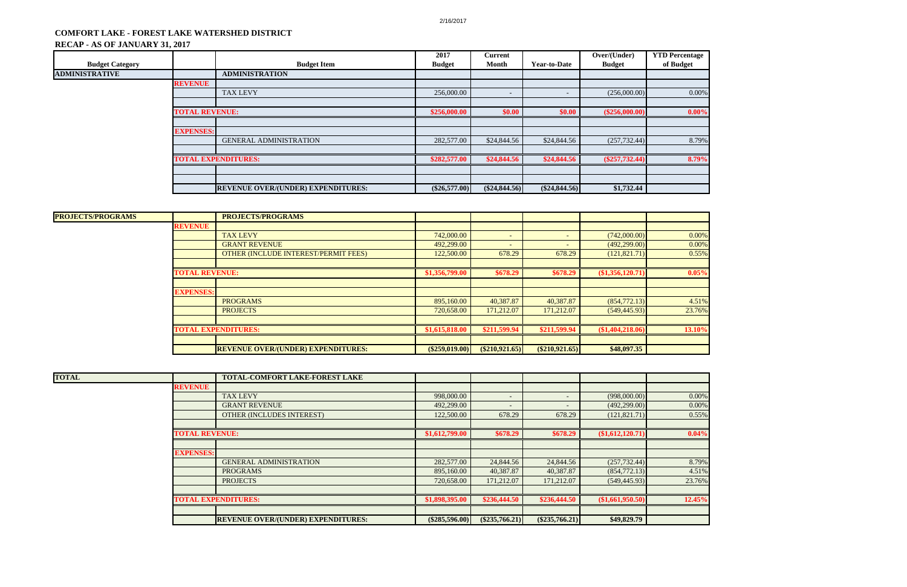## COMFORT LAKE - FOREST LAKE WATERSHED DISTRICT

### RECAP - AS OF JANUARY 31, 2017

| Budget Category | | Budget Item | 2017 Budget | Current Month | Year-to-Date | Over/(Under) Budget | YTD Percentage of Budget |
|---|---|---|---|---|---|---|---|
| **ADMINISTRATIVE** | | **ADMINISTRATION** | | | | | |
| | **REVENUE** | | | | | | |
| | | TAX LEVY | 256,000.00 | - | - | (256,000.00) | 0.00% |
| | **TOTAL REVENUE:** | | **$256,000.00** | **$0.00** | **$0.00** | **($256,000.00)** | **0.00%** |
| | **EXPENSES:** | | | | | | |
| | | GENERAL ADMINISTRATION | 282,577.00 | $24,844.56 | $24,844.56 | (257,732.44) | 8.79% |
| | **TOTAL EXPENDITURES:** | | **$282,577.00** | **$24,844.56** | **$24,844.56** | **($257,732.44)** | **8.79%** |
| | | **REVENUE OVER/(UNDER) EXPENDITURES:** | **($26,577.00)** | **($24,844.56)** | **($24,844.56)** | **$1,732.44** | |

| Budget Category | | Budget Item | 2017 Budget | Current Month | Year-to-Date | Over/(Under) Budget | YTD Percentage of Budget |
|---|---|---|---|---|---|---|---|
| **PROJECTS/PROGRAMS** | | **PROJECTS/PROGRAMS** | | | | | |
| | **REVENUE** | | | | | | |
| | | TAX LEVY | 742,000.00 | - | - | (742,000.00) | 0.00% |
| | | GRANT REVENUE | 492,299.00 | - | - | (492,299.00) | 0.00% |
| | | OTHER (INCLUDE INTEREST/PERMIT FEES) | 122,500.00 | 678.29 | 678.29 | (121,821.71) | 0.55% |
| | **TOTAL REVENUE:** | | **$1,356,799.00** | **$678.29** | **$678.29** | **($1,356,120.71)** | **0.05%** |
| | **EXPENSES:** | | | | | | |
| | | PROGRAMS | 895,160.00 | 40,387.87 | 40,387.87 | (854,772.13) | 4.51% |
| | | PROJECTS | 720,658.00 | 171,212.07 | 171,212.07 | (549,445.93) | 23.76% |
| | **TOTAL EXPENDITURES:** | | **$1,615,818.00** | **$211,599.94** | **$211,599.94** | **($1,404,218.06)** | **13.10%** |
| | | **REVENUE OVER/(UNDER) EXPENDITURES:** | **($259,019.00)** | **($210,921.65)** | **($210,921.65)** | **$48,097.35** | |

| Budget Category | | Budget Item | 2017 Budget | Current Month | Year-to-Date | Over/(Under) Budget | YTD Percentage of Budget |
|---|---|---|---|---|---|---|---|
| **TOTAL** | | **TOTAL-COMFORT LAKE-FOREST LAKE** | | | | | |
| | **REVENUE** | | | | | | |
| | | TAX LEVY | 998,000.00 | - | - | (998,000.00) | 0.00% |
| | | GRANT REVENUE | 492,299.00 | - | - | (492,299.00) | 0.00% |
| | | OTHER (INCLUDES INTEREST) | 122,500.00 | 678.29 | 678.29 | (121,821.71) | 0.55% |
| | **TOTAL REVENUE:** | | **$1,612,799.00** | **$678.29** | **$678.29** | **($1,612,120.71)** | **0.04%** |
| | **EXPENSES:** | | | | | | |
| | | GENERAL ADMINISTRATION | 282,577.00 | 24,844.56 | 24,844.56 | (257,732.44) | 8.79% |
| | | PROGRAMS | 895,160.00 | 40,387.87 | 40,387.87 | (854,772.13) | 4.51% |
| | | PROJECTS | 720,658.00 | 171,212.07 | 171,212.07 | (549,445.93) | 23.76% |
| | **TOTAL EXPENDITURES:** | | **$1,898,395.00** | **$236,444.50** | **$236,444.50** | **($1,661,950.50)** | **12.45%** |
| | | **REVENUE OVER/(UNDER) EXPENDITURES:** | **($285,596.00)** | **($235,766.21)** | **($235,766.21)** | **$49,829.79** | |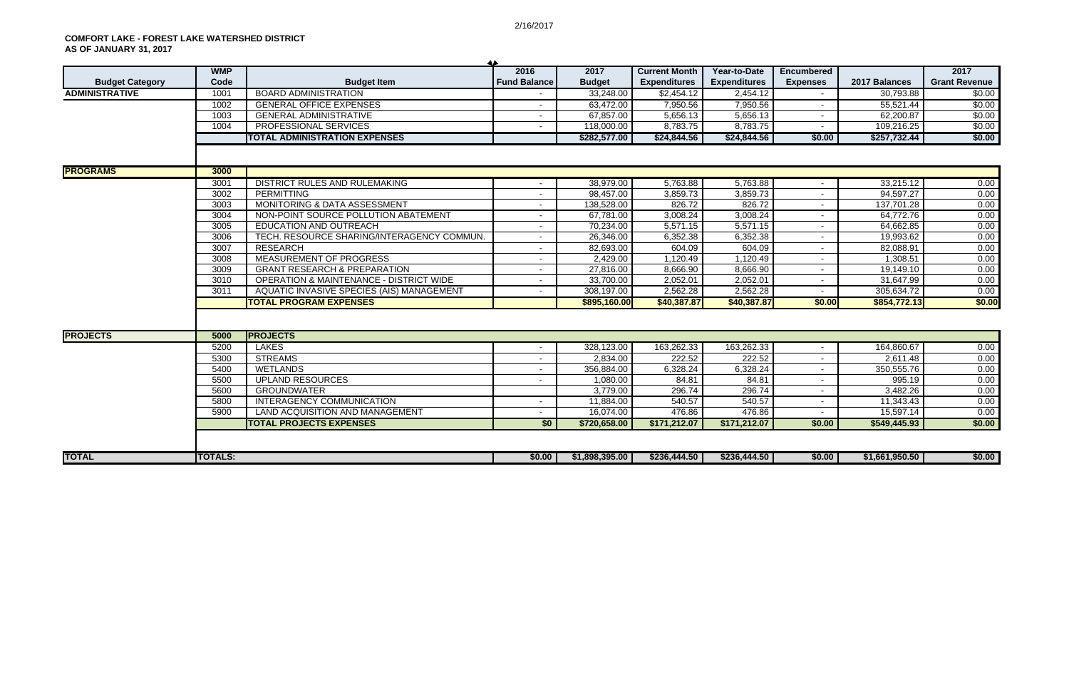2/16/2017

**COMFORT LAKE - FOREST LAKE WATERSHED DISTRICT**
**AS OF JANUARY 31, 2017**

| Budget Category | WMP Code | Budget Item | 2016 Fund Balance | 2017 Budget | Current Month Expenditures | Year-to-Date Expenditures | Encumbered Expenses | 2017 Balances | 2017 Grant Revenue |
|---|---|---|---|---|---|---|---|---|---|
| **ADMINISTRATIVE** | 1001 | BOARD ADMINISTRATION | - | 33,248.00 | $2,454.12 | 2,454.12 | - | 30,793.88 | $0.00 |
| | 1002 | GENERAL OFFICE EXPENSES | - | 63,472.00 | 7,950.56 | 7,950.56 | - | 55,521.44 | $0.00 |
| | 1003 | GENERAL ADMINISTRATIVE | - | 67,857.00 | 5,656.13 | 5,656.13 | - | 62,200.87 | $0.00 |
| | 1004 | PROFESSIONAL SERVICES | - | 118,000.00 | 8,783.75 | 8,783.75 | - | 109,216.25 | $0.00 |
| | | **TOTAL ADMINISTRATION EXPENSES** | | **$282,577.00** | **$24,844.56** | **$24,844.56** | **$0.00** | **$257,732.44** | **$0.00** |
| **PROGRAMS** | **3000** | | | | | | | | |
| | 3001 | DISTRICT RULES AND RULEMAKING | - | 38,979.00 | 5,763.88 | 5,763.88 | - | 33,215.12 | 0.00 |
| | 3002 | PERMITTING | - | 98,457.00 | 3,859.73 | 3,859.73 | - | 94,597.27 | 0.00 |
| | 3003 | MONITORING & DATA ASSESSMENT | - | 138,528.00 | 826.72 | 826.72 | - | 137,701.28 | 0.00 |
| | 3004 | NON-POINT SOURCE POLLUTION ABATEMENT | - | 67,781.00 | 3,008.24 | 3,008.24 | - | 64,772.76 | 0.00 |
| | 3005 | EDUCATION AND OUTREACH | - | 70,234.00 | 5,571.15 | 5,571.15 | - | 64,662.85 | 0.00 |
| | 3006 | TECH. RESOURCE SHARING/INTERAGENCY COMMUN. | - | 26,346.00 | 6,352.38 | 6,352.38 | - | 19,993.62 | 0.00 |
| | 3007 | RESEARCH | - | 82,693.00 | 604.09 | 604.09 | - | 82,088.91 | 0.00 |
| | 3008 | MEASUREMENT OF PROGRESS | - | 2,429.00 | 1,120.49 | 1,120.49 | - | 1,308.51 | 0.00 |
| | 3009 | GRANT RESEARCH & PREPARATION | - | 27,816.00 | 8,666.90 | 8,666.90 | - | 19,149.10 | 0.00 |
| | 3010 | OPERATION & MAINTENANCE - DISTRICT WIDE | - | 33,700.00 | 2,052.01 | 2,052.01 | - | 31,647.99 | 0.00 |
| | 3011 | AQUATIC INVASIVE SPECIES (AIS) MANAGEMENT | - | 308,197.00 | 2,562.28 | 2,562.28 | - | 305,634.72 | 0.00 |
| | | **TOTAL PROGRAM EXPENSES** | | **$895,160.00** | **$40,387.87** | **$40,387.87** | **$0.00** | **$854,772.13** | **$0.00** |
| **PROJECTS** | **5000** | **PROJECTS** | | | | | | | |
| | 5200 | LAKES | - | 328,123.00 | 163,262.33 | 163,262.33 | - | 164,860.67 | 0.00 |
| | 5300 | STREAMS | - | 2,834.00 | 222.52 | 222.52 | - | 2,611.48 | 0.00 |
| | 5400 | WETLANDS | - | 356,884.00 | 6,328.24 | 6,328.24 | - | 350,555.76 | 0.00 |
| | 5500 | UPLAND RESOURCES | - | 1,080.00 | 84.81 | 84.81 | - | 995.19 | 0.00 |
| | 5600 | GROUNDWATER | | 3,779.00 | 296.74 | 296.74 | - | 3,482.26 | 0.00 |
| | 5800 | INTERAGENCY COMMUNICATION | - | 11,884.00 | 540.57 | 540.57 | - | 11,343.43 | 0.00 |
| | 5900 | LAND ACQUISITION AND MANAGEMENT | - | 16,074.00 | 476.86 | 476.86 | - | 15,597.14 | 0.00 |
| | | **TOTAL PROJECTS EXPENSES** | **$0** | **$720,658.00** | **$171,212.07** | **$171,212.07** | **$0.00** | **$549,445.93** | **$0.00** |
| **TOTAL** | **TOTALS:** | | **$0.00** | **$1,898,395.00** | **$236,444.50** | **$236,444.50** | **$0.00** | **$1,661,950.50** | **$0.00** |